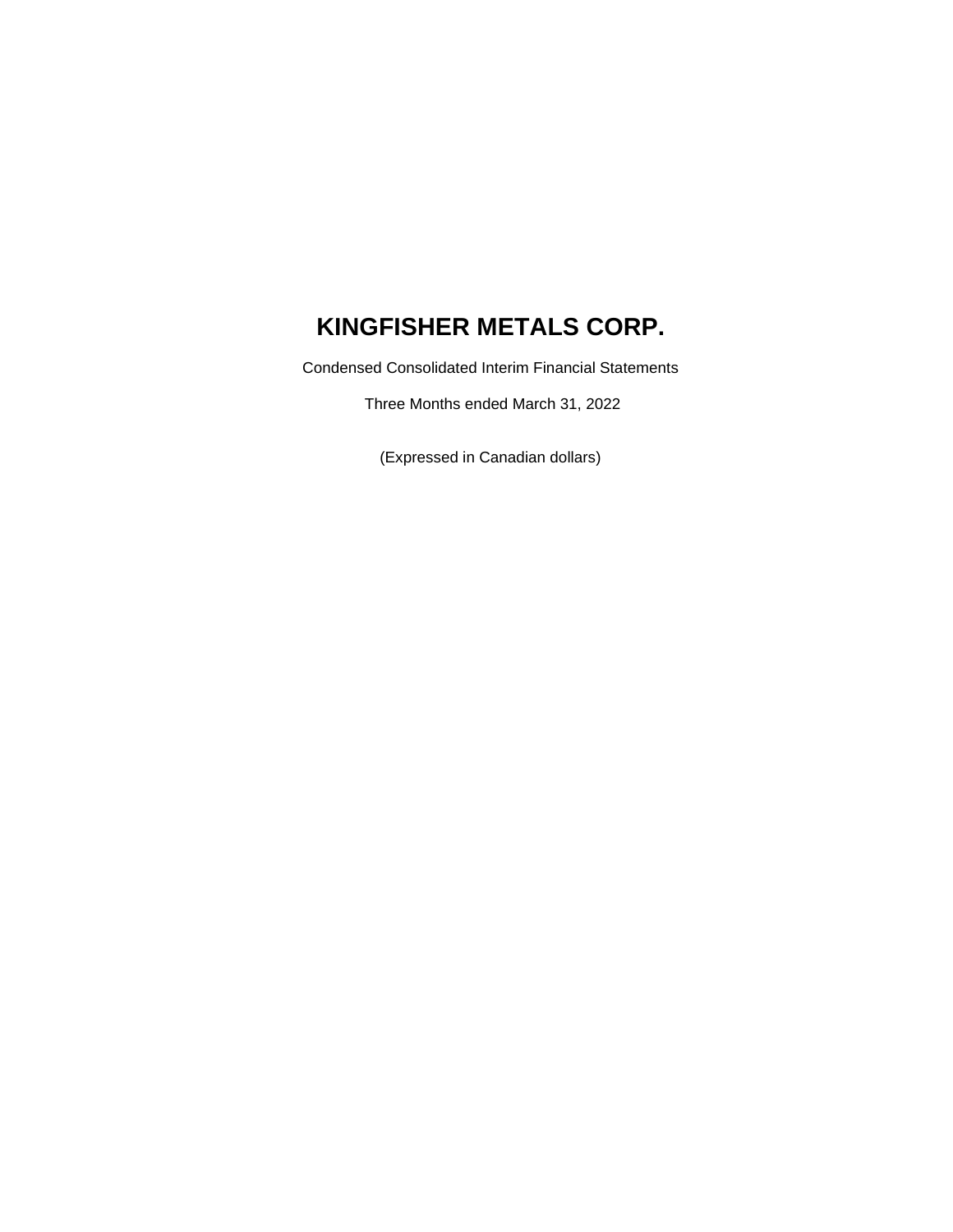# KINGFISHER METALS CORP.

Condensed Consolidated Interim Financial Statements

Three Months ended March 31, 2022

(Expressed in Canadian dollars)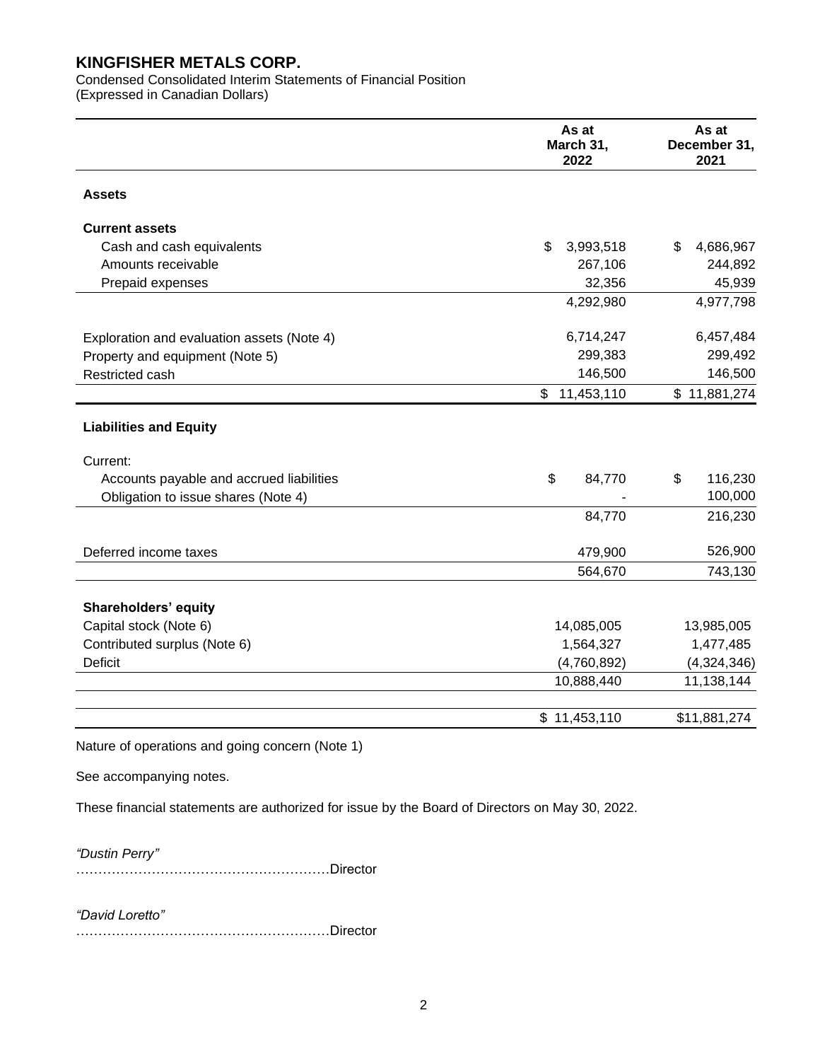# KINGFISHER METALS CORP.

Condensed Consolidated Interim Statements of Financial Position
(Expressed in Canadian Dollars)

| | As at March 31, 2022 | As at December 31, 2021 |
|---|---|---|
| **Assets** | | |
| **Current assets** | | |
| Cash and cash equivalents | $ 3,993,518 | $ 4,686,967 |
| Amounts receivable | 267,106 | 244,892 |
| Prepaid expenses | 32,356 | 45,939 |
| | 4,292,980 | 4,977,798 |
| Exploration and evaluation assets (Note 4) | 6,714,247 | 6,457,484 |
| Property and equipment (Note 5) | 299,383 | 299,492 |
| Restricted cash | 146,500 | 146,500 |
| | $ 11,453,110 | $ 11,881,274 |
| **Liabilities and Equity** | | |
| Current: | | |
| Accounts payable and accrued liabilities | $ 84,770 | $ 116,230 |
| Obligation to issue shares (Note 4) | - | 100,000 |
| | 84,770 | 216,230 |
| Deferred income taxes | 479,900 | 526,900 |
| | 564,670 | 743,130 |
| **Shareholders' equity** | | |
| Capital stock (Note 6) | 14,085,005 | 13,985,005 |
| Contributed surplus (Note 6) | 1,564,327 | 1,477,485 |
| Deficit | (4,760,892) | (4,324,346) |
| | 10,888,440 | 11,138,144 |
| | $ 11,453,110 | $11,881,274 |

Nature of operations and going concern (Note 1)

See accompanying notes.

These financial statements are authorized for issue by the Board of Directors on May 30, 2022.

*"Dustin Perry"*
…………………………………………………Director

*"David Loretto"*
…………………………………………………Director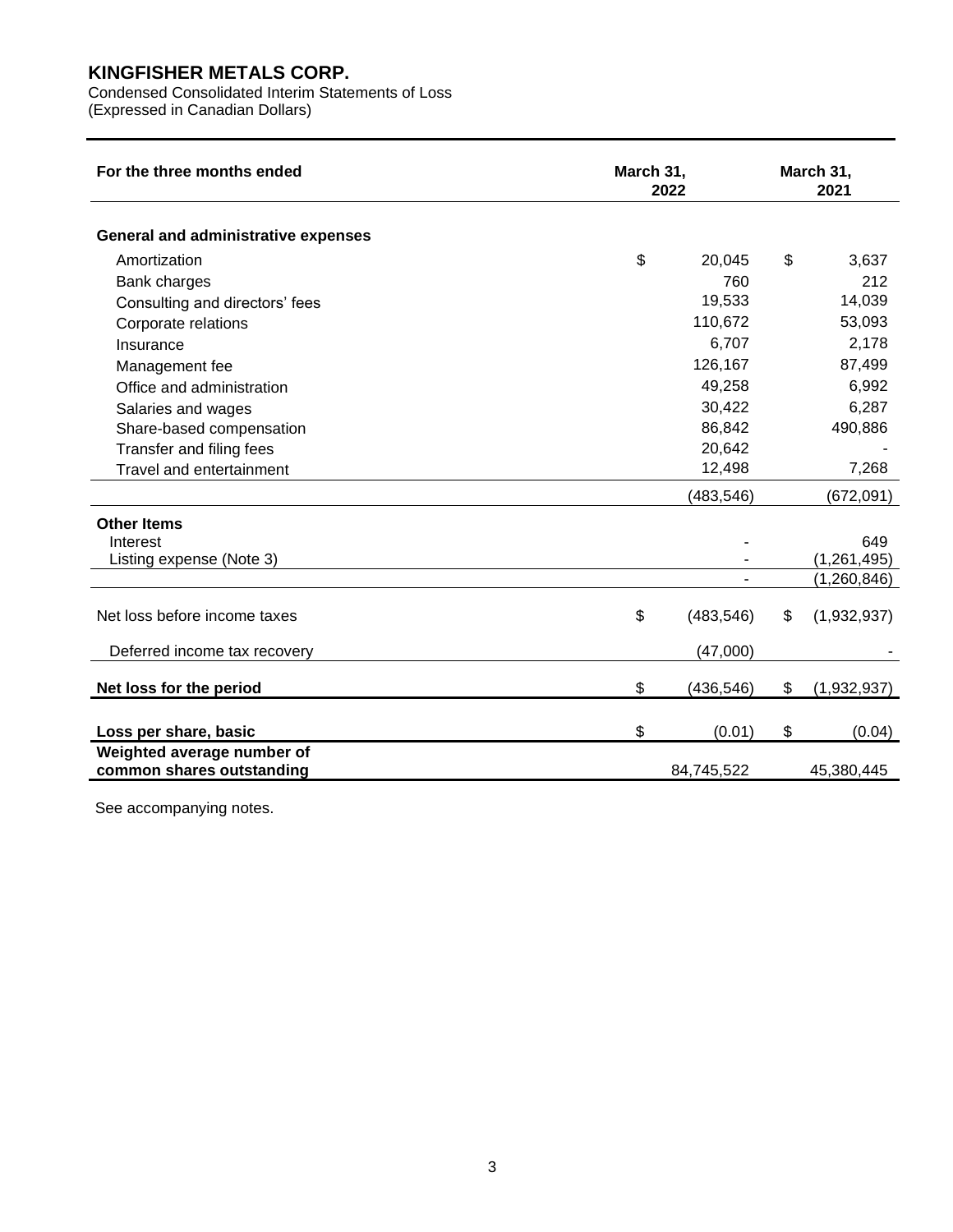# KINGFISHER METALS CORP.

Condensed Consolidated Interim Statements of Loss
(Expressed in Canadian Dollars)

| For the three months ended | March 31, 2022 | March 31, 2021 |
|---|---|---|
| **General and administrative expenses** | | |
| Amortization | $ 20,045 | $ 3,637 |
| Bank charges | 760 | 212 |
| Consulting and directors' fees | 19,533 | 14,039 |
| Corporate relations | 110,672 | 53,093 |
| Insurance | 6,707 | 2,178 |
| Management fee | 126,167 | 87,499 |
| Office and administration | 49,258 | 6,992 |
| Salaries and wages | 30,422 | 6,287 |
| Share-based compensation | 86,842 | 490,886 |
| Transfer and filing fees | 20,642 | - |
| Travel and entertainment | 12,498 | 7,268 |
| | (483,546) | (672,091) |
| **Other Items** | | |
| Interest | - | 649 |
| Listing expense (Note 3) | - | (1,261,495) |
| | - | (1,260,846) |
| Net loss before income taxes | $ (483,546) | $ (1,932,937) |
| Deferred income tax recovery | (47,000) | - |
| **Net loss for the period** | $ (436,546) | $ (1,932,937) |
| **Loss per share, basic** | $ (0.01) | $ (0.04) |
| **Weighted average number of common shares outstanding** | 84,745,522 | 45,380,445 |

See accompanying notes.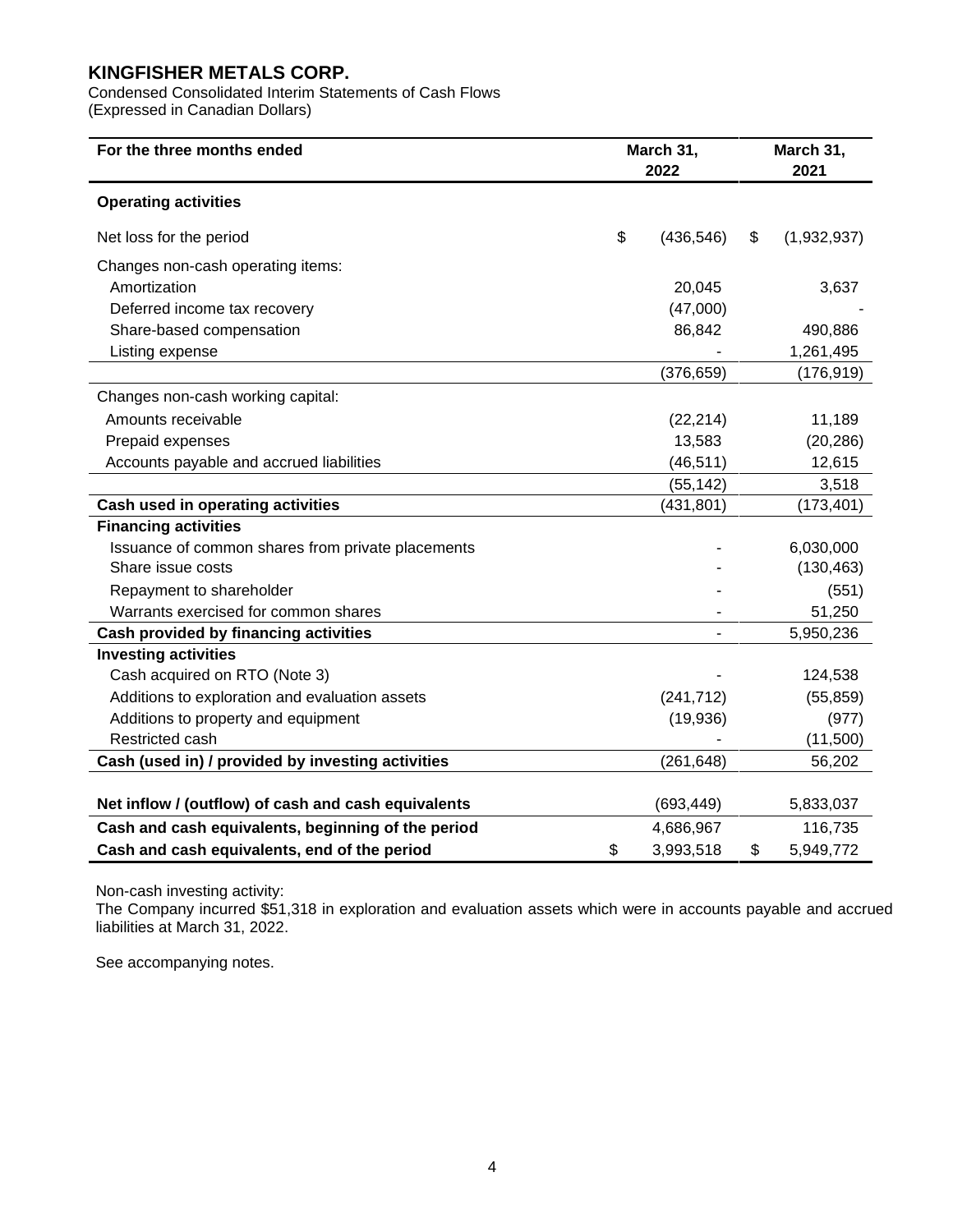# KINGFISHER METALS CORP.

Condensed Consolidated Interim Statements of Cash Flows
(Expressed in Canadian Dollars)

| For the three months ended | March 31, 2022 | March 31, 2021 |
|---|---|---|
| **Operating activities** | | |
| Net loss for the period | $ (436,546) | $ (1,932,937) |
| Changes non-cash operating items: | | |
| Amortization | 20,045 | 3,637 |
| Deferred income tax recovery | (47,000) | - |
| Share-based compensation | 86,842 | 490,886 |
| Listing expense | - | 1,261,495 |
| | (376,659) | (176,919) |
| Changes non-cash working capital: | | |
| Amounts receivable | (22,214) | 11,189 |
| Prepaid expenses | 13,583 | (20,286) |
| Accounts payable and accrued liabilities | (46,511) | 12,615 |
| | (55,142) | 3,518 |
| **Cash used in operating activities** | (431,801) | (173,401) |
| **Financing activities** | | |
| Issuance of common shares from private placements | - | 6,030,000 |
| Share issue costs | - | (130,463) |
| Repayment to shareholder | - | (551) |
| Warrants exercised for common shares | - | 51,250 |
| **Cash provided by financing activities** | - | 5,950,236 |
| **Investing activities** | | |
| Cash acquired on RTO (Note 3) | - | 124,538 |
| Additions to exploration and evaluation assets | (241,712) | (55,859) |
| Additions to property and equipment | (19,936) | (977) |
| Restricted cash | - | (11,500) |
| **Cash (used in) / provided by investing activities** | (261,648) | 56,202 |
| **Net inflow / (outflow) of cash and cash equivalents** | (693,449) | 5,833,037 |
| **Cash and cash equivalents, beginning of the period** | 4,686,967 | 116,735 |
| **Cash and cash equivalents, end of the period** | $ 3,993,518 | $ 5,949,772 |

Non-cash investing activity:
The Company incurred $51,318 in exploration and evaluation assets which were in accounts payable and accrued liabilities at March 31, 2022.

See accompanying notes.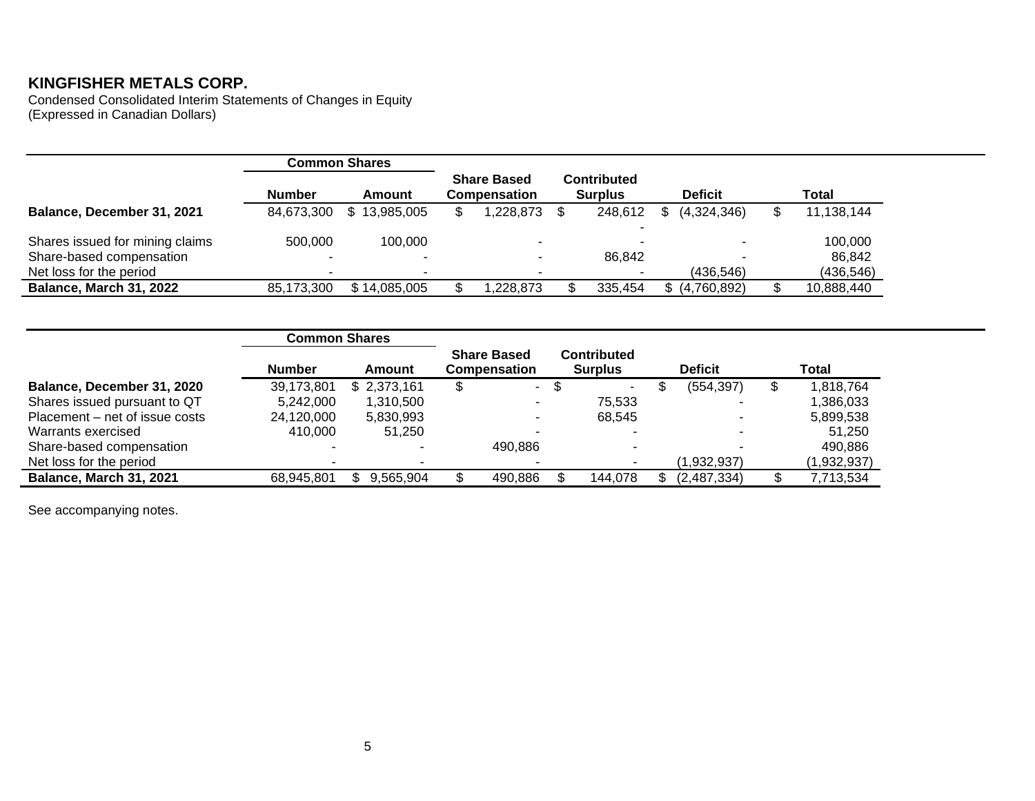# KINGFISHER METALS CORP.

Condensed Consolidated Interim Statements of Changes in Equity
(Expressed in Canadian Dollars)

| | Common Shares | | | | | |
|---|---|---|---|---|---|---|
| | Number | Amount | Share Based Compensation | Contributed Surplus | Deficit | Total |
| **Balance, December 31, 2021** | 84,673,300 | $ 13,985,005 | $ 1,228,873 | $ 248,612 | $ (4,324,346) | $ 11,138,144 |
| Shares issued for mining claims | 500,000 | 100,000 | - | - | - | 100,000 |
| Share-based compensation | - | - | - | 86,842 | - | 86,842 |
| Net loss for the period | - | - | - | - | (436,546) | (436,546) |
| **Balance, March 31, 2022** | 85,173,300 | $ 14,085,005 | $ 1,228,873 | $ 335,454 | $ (4,760,892) | $ 10,888,440 |

| | Common Shares | | | | | |
|---|---|---|---|---|---|---|
| | Number | Amount | Share Based Compensation | Contributed Surplus | Deficit | Total |
| **Balance, December 31, 2020** | 39,173,801 | $ 2,373,161 | $ - | $ - | $ (554,397) | $ 1,818,764 |
| Shares issued pursuant to QT | 5,242,000 | 1,310,500 | - | 75,533 | - | 1,386,033 |
| Placement – net of issue costs | 24,120,000 | 5,830,993 | - | 68,545 | - | 5,899,538 |
| Warrants exercised | 410,000 | 51,250 | - | - | - | 51,250 |
| Share-based compensation | - | - | 490,886 | - | - | 490,886 |
| Net loss for the period | - | - | - | - | (1,932,937) | (1,932,937) |
| **Balance, March 31, 2021** | 68,945,801 | $ 9,565,904 | $ 490,886 | $ 144,078 | $ (2,487,334) | $ 7,713,534 |

See accompanying notes.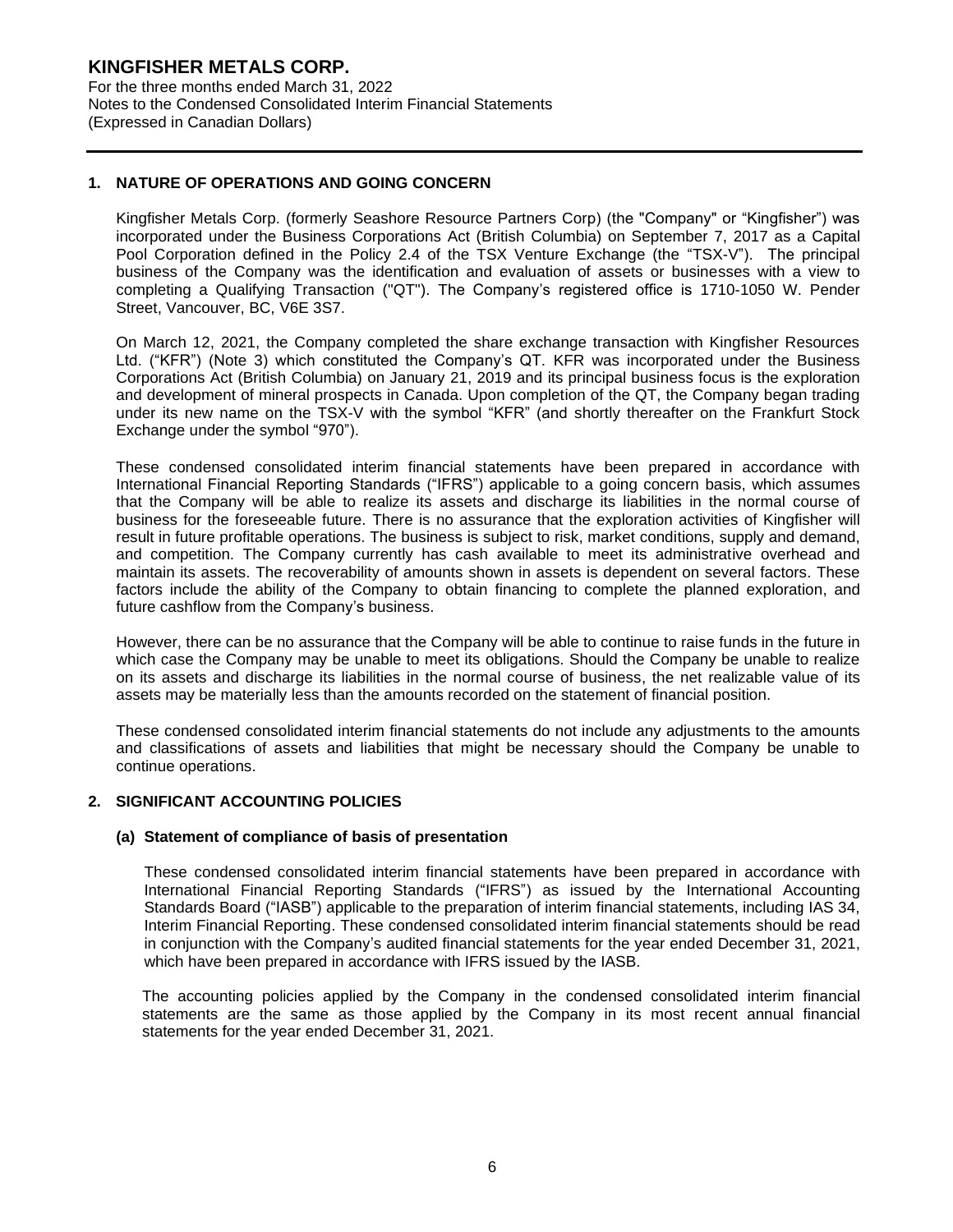## 1. NATURE OF OPERATIONS AND GOING CONCERN

Kingfisher Metals Corp. (formerly Seashore Resource Partners Corp) (the "Company" or "Kingfisher") was incorporated under the Business Corporations Act (British Columbia) on September 7, 2017 as a Capital Pool Corporation defined in the Policy 2.4 of the TSX Venture Exchange (the "TSX-V"). The principal business of the Company was the identification and evaluation of assets or businesses with a view to completing a Qualifying Transaction ("QT"). The Company's registered office is 1710-1050 W. Pender Street, Vancouver, BC, V6E 3S7.

On March 12, 2021, the Company completed the share exchange transaction with Kingfisher Resources Ltd. ("KFR") (Note 3) which constituted the Company's QT. KFR was incorporated under the Business Corporations Act (British Columbia) on January 21, 2019 and its principal business focus is the exploration and development of mineral prospects in Canada. Upon completion of the QT, the Company began trading under its new name on the TSX-V with the symbol "KFR" (and shortly thereafter on the Frankfurt Stock Exchange under the symbol "970").

These condensed consolidated interim financial statements have been prepared in accordance with International Financial Reporting Standards ("IFRS") applicable to a going concern basis, which assumes that the Company will be able to realize its assets and discharge its liabilities in the normal course of business for the foreseeable future. There is no assurance that the exploration activities of Kingfisher will result in future profitable operations. The business is subject to risk, market conditions, supply and demand, and competition. The Company currently has cash available to meet its administrative overhead and maintain its assets. The recoverability of amounts shown in assets is dependent on several factors. These factors include the ability of the Company to obtain financing to complete the planned exploration, and future cashflow from the Company's business.

However, there can be no assurance that the Company will be able to continue to raise funds in the future in which case the Company may be unable to meet its obligations. Should the Company be unable to realize on its assets and discharge its liabilities in the normal course of business, the net realizable value of its assets may be materially less than the amounts recorded on the statement of financial position.

These condensed consolidated interim financial statements do not include any adjustments to the amounts and classifications of assets and liabilities that might be necessary should the Company be unable to continue operations.

## 2. SIGNIFICANT ACCOUNTING POLICIES

### (a) Statement of compliance of basis of presentation

These condensed consolidated interim financial statements have been prepared in accordance with International Financial Reporting Standards ("IFRS") as issued by the International Accounting Standards Board ("IASB") applicable to the preparation of interim financial statements, including IAS 34, Interim Financial Reporting. These condensed consolidated interim financial statements should be read in conjunction with the Company's audited financial statements for the year ended December 31, 2021, which have been prepared in accordance with IFRS issued by the IASB.

The accounting policies applied by the Company in the condensed consolidated interim financial statements are the same as those applied by the Company in its most recent annual financial statements for the year ended December 31, 2021.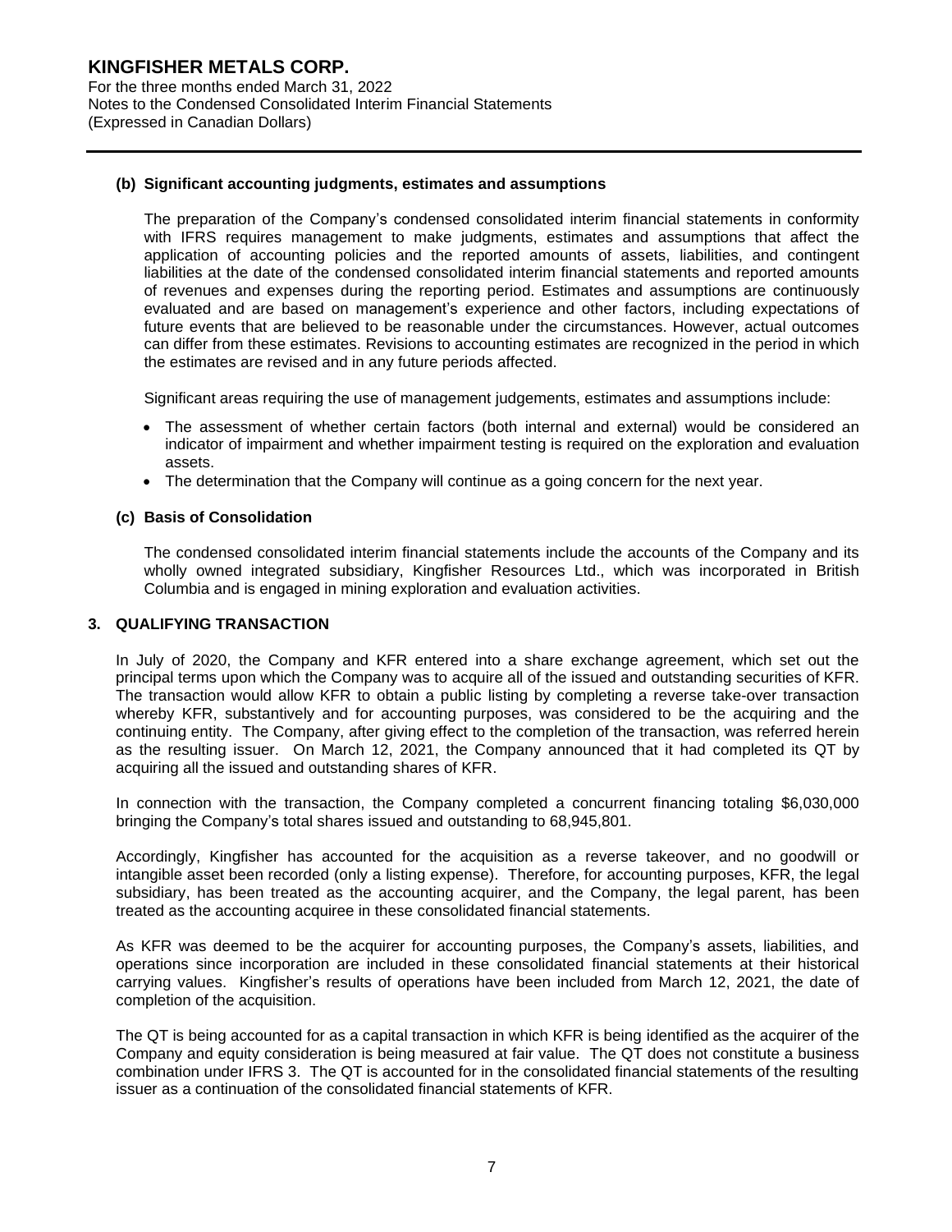### (b) Significant accounting judgments, estimates and assumptions

The preparation of the Company's condensed consolidated interim financial statements in conformity with IFRS requires management to make judgments, estimates and assumptions that affect the application of accounting policies and the reported amounts of assets, liabilities, and contingent liabilities at the date of the condensed consolidated interim financial statements and reported amounts of revenues and expenses during the reporting period. Estimates and assumptions are continuously evaluated and are based on management's experience and other factors, including expectations of future events that are believed to be reasonable under the circumstances. However, actual outcomes can differ from these estimates. Revisions to accounting estimates are recognized in the period in which the estimates are revised and in any future periods affected.

Significant areas requiring the use of management judgements, estimates and assumptions include:

- The assessment of whether certain factors (both internal and external) would be considered an indicator of impairment and whether impairment testing is required on the exploration and evaluation assets.
- The determination that the Company will continue as a going concern for the next year.

### (c) Basis of Consolidation

The condensed consolidated interim financial statements include the accounts of the Company and its wholly owned integrated subsidiary, Kingfisher Resources Ltd., which was incorporated in British Columbia and is engaged in mining exploration and evaluation activities.

## 3. QUALIFYING TRANSACTION

In July of 2020, the Company and KFR entered into a share exchange agreement, which set out the principal terms upon which the Company was to acquire all of the issued and outstanding securities of KFR. The transaction would allow KFR to obtain a public listing by completing a reverse take-over transaction whereby KFR, substantively and for accounting purposes, was considered to be the acquiring and the continuing entity. The Company, after giving effect to the completion of the transaction, was referred herein as the resulting issuer. On March 12, 2021, the Company announced that it had completed its QT by acquiring all the issued and outstanding shares of KFR.

In connection with the transaction, the Company completed a concurrent financing totaling $6,030,000 bringing the Company's total shares issued and outstanding to 68,945,801.

Accordingly, Kingfisher has accounted for the acquisition as a reverse takeover, and no goodwill or intangible asset been recorded (only a listing expense). Therefore, for accounting purposes, KFR, the legal subsidiary, has been treated as the accounting acquirer, and the Company, the legal parent, has been treated as the accounting acquiree in these consolidated financial statements.

As KFR was deemed to be the acquirer for accounting purposes, the Company's assets, liabilities, and operations since incorporation are included in these consolidated financial statements at their historical carrying values. Kingfisher's results of operations have been included from March 12, 2021, the date of completion of the acquisition.

The QT is being accounted for as a capital transaction in which KFR is being identified as the acquirer of the Company and equity consideration is being measured at fair value. The QT does not constitute a business combination under IFRS 3. The QT is accounted for in the consolidated financial statements of the resulting issuer as a continuation of the consolidated financial statements of KFR.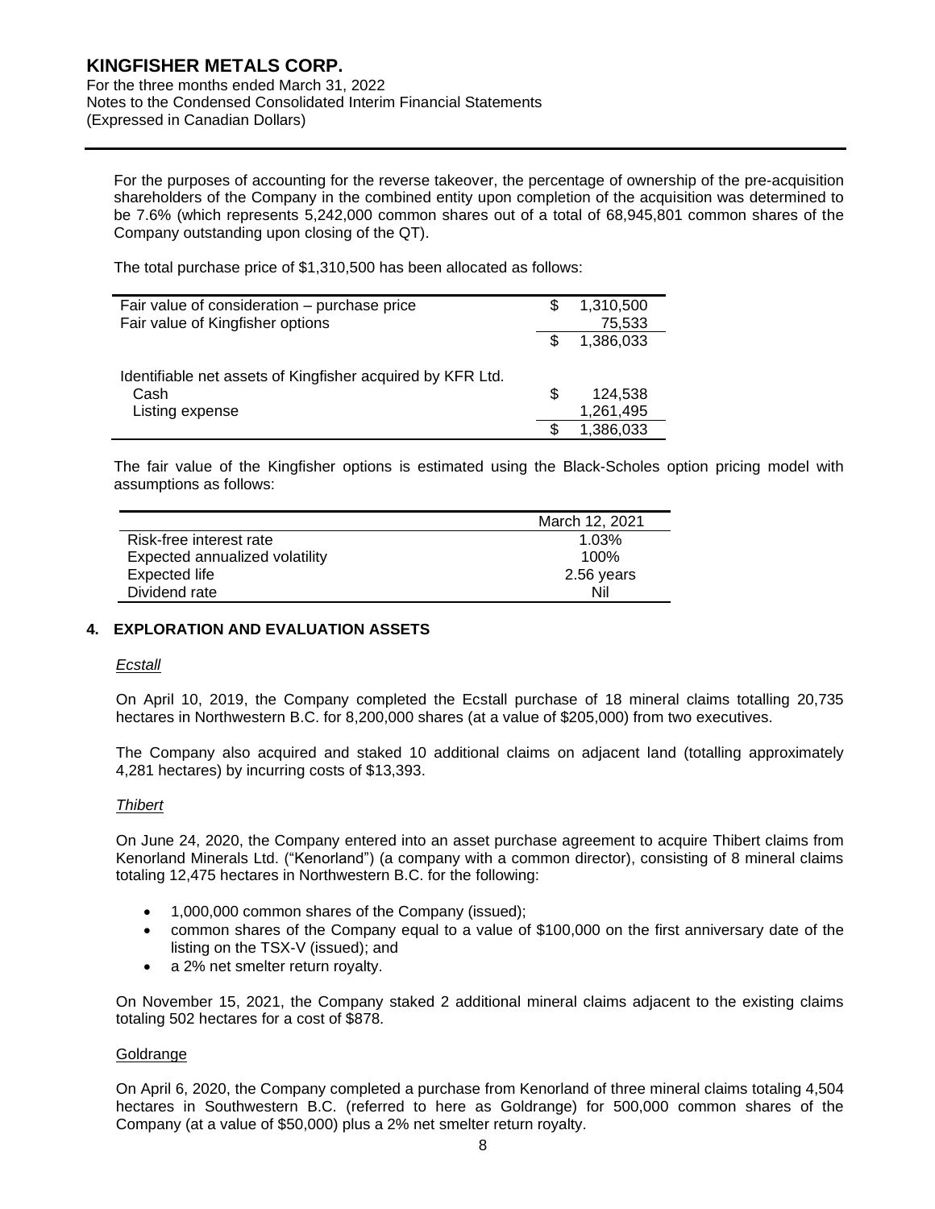For the purposes of accounting for the reverse takeover, the percentage of ownership of the pre-acquisition shareholders of the Company in the combined entity upon completion of the acquisition was determined to be 7.6% (which represents 5,242,000 common shares out of a total of 68,945,801 common shares of the Company outstanding upon closing of the QT).

The total purchase price of $1,310,500 has been allocated as follows:

| | | |
|---|---|---|
| Fair value of consideration – purchase price | $ | 1,310,500 |
| Fair value of Kingfisher options | | 75,533 |
| | $ | 1,386,033 |
| | | |
| Identifiable net assets of Kingfisher acquired by KFR Ltd. | | |
| Cash | $ | 124,538 |
| Listing expense | | 1,261,495 |
| | $ | 1,386,033 |

The fair value of the Kingfisher options is estimated using the Black-Scholes option pricing model with assumptions as follows:

| | March 12, 2021 |
|---|---|
| Risk-free interest rate | 1.03% |
| Expected annualized volatility | 100% |
| Expected life | 2.56 years |
| Dividend rate | Nil |

## 4. EXPLORATION AND EVALUATION ASSETS

*Ecstall*

On April 10, 2019, the Company completed the Ecstall purchase of 18 mineral claims totalling 20,735 hectares in Northwestern B.C. for 8,200,000 shares (at a value of $205,000) from two executives.

The Company also acquired and staked 10 additional claims on adjacent land (totalling approximately 4,281 hectares) by incurring costs of $13,393.

*Thibert*

On June 24, 2020, the Company entered into an asset purchase agreement to acquire Thibert claims from Kenorland Minerals Ltd. ("Kenorland") (a company with a common director), consisting of 8 mineral claims totaling 12,475 hectares in Northwestern B.C. for the following:

- 1,000,000 common shares of the Company (issued);
- common shares of the Company equal to a value of $100,000 on the first anniversary date of the listing on the TSX-V (issued); and
- a 2% net smelter return royalty.

On November 15, 2021, the Company staked 2 additional mineral claims adjacent to the existing claims totaling 502 hectares for a cost of $878.

Goldrange

On April 6, 2020, the Company completed a purchase from Kenorland of three mineral claims totaling 4,504 hectares in Southwestern B.C. (referred to here as Goldrange) for 500,000 common shares of the Company (at a value of $50,000) plus a 2% net smelter return royalty.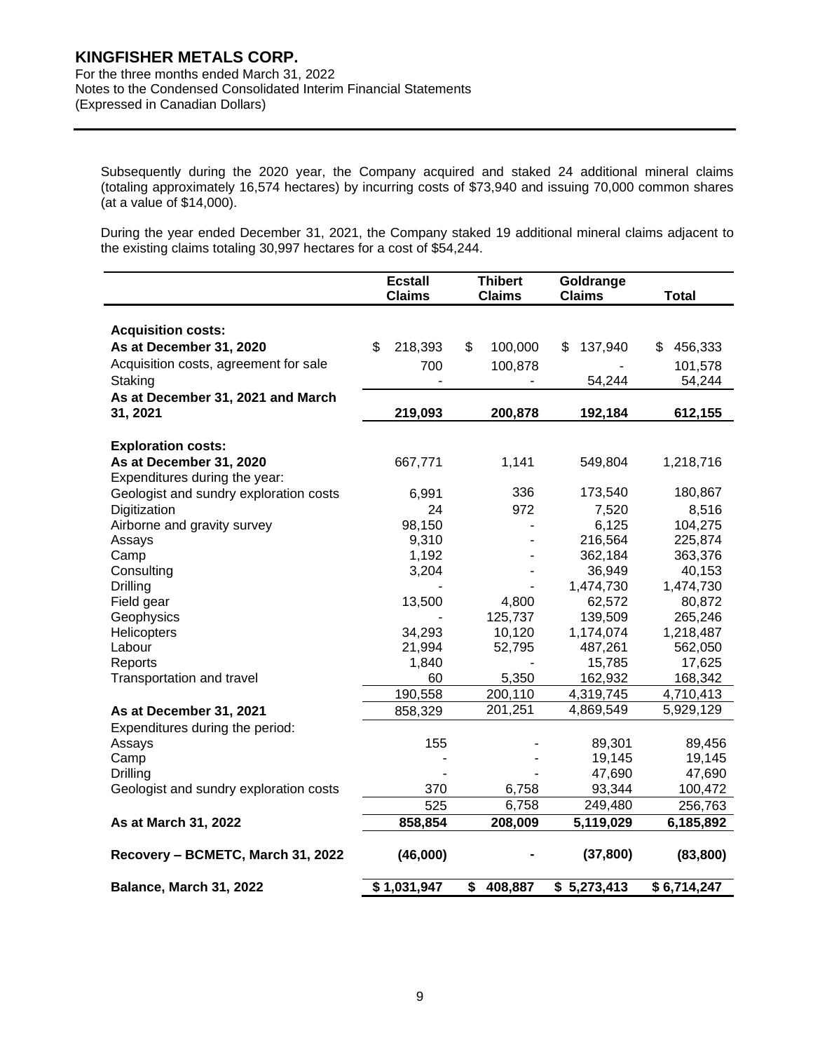Subsequently during the 2020 year, the Company acquired and staked 24 additional mineral claims (totaling approximately 16,574 hectares) by incurring costs of $73,940 and issuing 70,000 common shares (at a value of $14,000).

During the year ended December 31, 2021, the Company staked 19 additional mineral claims adjacent to the existing claims totaling 30,997 hectares for a cost of $54,244.

| | Ecstall Claims | Thibert Claims | Goldrange Claims | Total |
|---|---|---|---|---|
| **Acquisition costs:** | | | | |
| **As at December 31, 2020** | $ 218,393 | $ 100,000 | $ 137,940 | $ 456,333 |
| Acquisition costs, agreement for sale | 700 | 100,878 | - | 101,578 |
| Staking | - | - | 54,244 | 54,244 |
| **As at December 31, 2021 and March 31, 2021** | **219,093** | **200,878** | **192,184** | **612,155** |
| **Exploration costs:** | | | | |
| **As at December 31, 2020** | 667,771 | 1,141 | 549,804 | 1,218,716 |
| Expenditures during the year: | | | | |
| Geologist and sundry exploration costs | 6,991 | 336 | 173,540 | 180,867 |
| Digitization | 24 | 972 | 7,520 | 8,516 |
| Airborne and gravity survey | 98,150 | - | 6,125 | 104,275 |
| Assays | 9,310 | - | 216,564 | 225,874 |
| Camp | 1,192 | - | 362,184 | 363,376 |
| Consulting | 3,204 | - | 36,949 | 40,153 |
| Drilling | - | - | 1,474,730 | 1,474,730 |
| Field gear | 13,500 | 4,800 | 62,572 | 80,872 |
| Geophysics | - | 125,737 | 139,509 | 265,246 |
| Helicopters | 34,293 | 10,120 | 1,174,074 | 1,218,487 |
| Labour | 21,994 | 52,795 | 487,261 | 562,050 |
| Reports | 1,840 | - | 15,785 | 17,625 |
| Transportation and travel | 60 | 5,350 | 162,932 | 168,342 |
| | 190,558 | 200,110 | 4,319,745 | 4,710,413 |
| **As at December 31, 2021** | 858,329 | 201,251 | 4,869,549 | 5,929,129 |
| Expenditures during the period: | | | | |
| Assays | 155 | - | 89,301 | 89,456 |
| Camp | - | - | 19,145 | 19,145 |
| Drilling | - | - | 47,690 | 47,690 |
| Geologist and sundry exploration costs | 370 | 6,758 | 93,344 | 100,472 |
| | 525 | 6,758 | 249,480 | 256,763 |
| **As at March 31, 2022** | **858,854** | **208,009** | **5,119,029** | **6,185,892** |
| **Recovery – BCMETC, March 31, 2022** | **(46,000)** | **-** | **(37,800)** | **(83,800)** |
| **Balance, March 31, 2022** | **$ 1,031,947** | **$ 408,887** | **$ 5,273,413** | **$ 6,714,247** |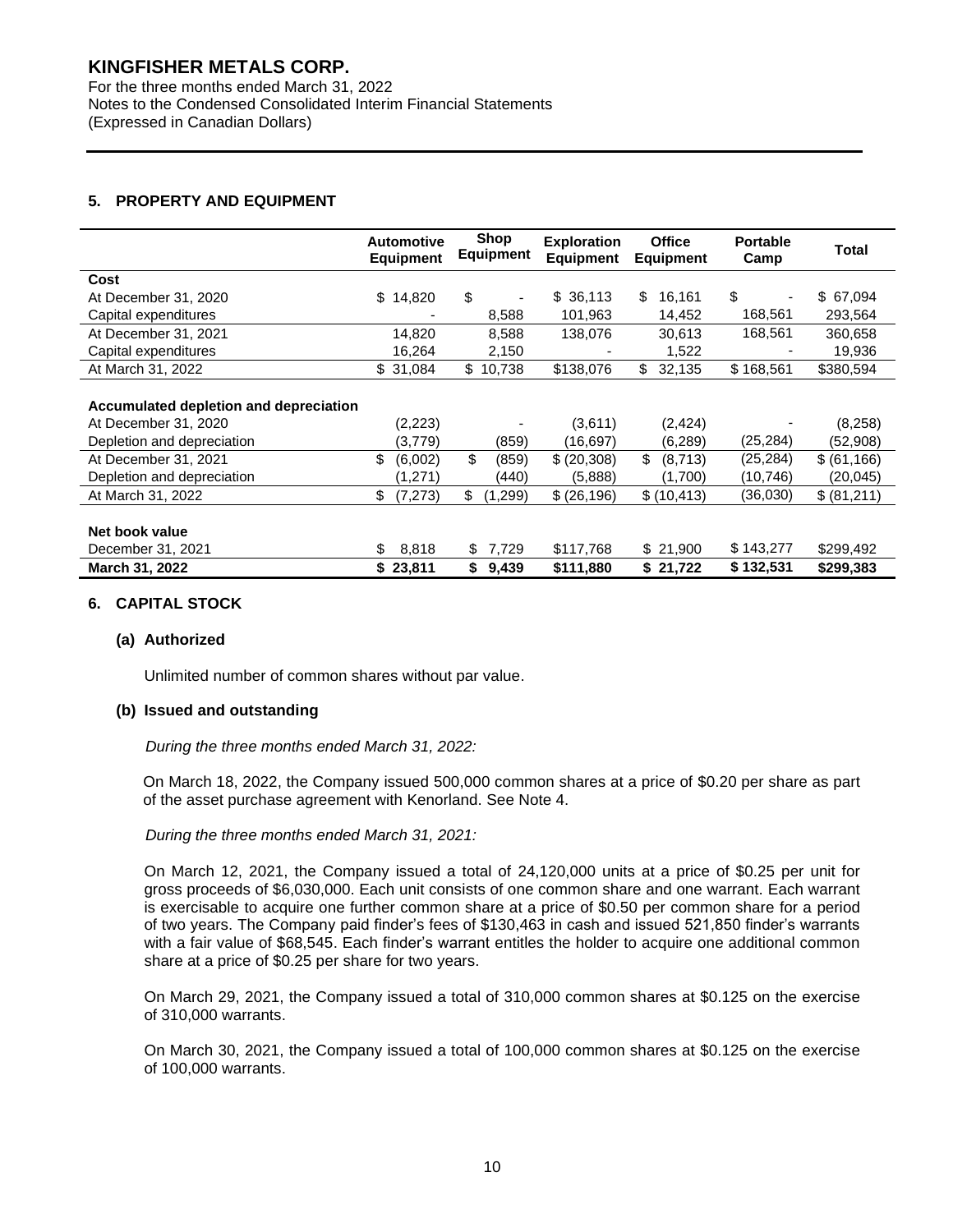## 5. PROPERTY AND EQUIPMENT

| | Automotive Equipment | Shop Equipment | Exploration Equipment | Office Equipment | Portable Camp | Total |
|---|---|---|---|---|---|---|
| **Cost** | | | | | | |
| At December 31, 2020 | $ 14,820 | $ - | $ 36,113 | $ 16,161 | $ - | $ 67,094 |
| Capital expenditures | - | 8,588 | 101,963 | 14,452 | 168,561 | 293,564 |
| At December 31, 2021 | 14,820 | 8,588 | 138,076 | 30,613 | 168,561 | 360,658 |
| Capital expenditures | 16,264 | 2,150 | - | 1,522 | - | 19,936 |
| At March 31, 2022 | $ 31,084 | $ 10,738 | $138,076 | $ 32,135 | $ 168,561 | $380,594 |
| **Accumulated depletion and depreciation** | | | | | | |
| At December 31, 2020 | (2,223) | - | (3,611) | (2,424) | - | (8,258) |
| Depletion and depreciation | (3,779) | (859) | (16,697) | (6,289) | (25,284) | (52,908) |
| At December 31, 2021 | $ (6,002) | $ (859) | $ (20,308) | $ (8,713) | (25,284) | $ (61,166) |
| Depletion and depreciation | (1,271) | (440) | (5,888) | (1,700) | (10,746) | (20,045) |
| At March 31, 2022 | $ (7,273) | $ (1,299) | $ (26,196) | $ (10,413) | (36,030) | $ (81,211) |
| **Net book value** | | | | | | |
| December 31, 2021 | $ 8,818 | $ 7,729 | $117,768 | $ 21,900 | $ 143,277 | $299,492 |
| **March 31, 2022** | **$ 23,811** | **$ 9,439** | **$111,880** | **$ 21,722** | **$ 132,531** | **$299,383** |

## 6. CAPITAL STOCK

### (a) Authorized

Unlimited number of common shares without par value.

### (b) Issued and outstanding

*During the three months ended March 31, 2022:*

On March 18, 2022, the Company issued 500,000 common shares at a price of $0.20 per share as part of the asset purchase agreement with Kenorland. See Note 4.

*During the three months ended March 31, 2021:*

On March 12, 2021, the Company issued a total of 24,120,000 units at a price of $0.25 per unit for gross proceeds of $6,030,000. Each unit consists of one common share and one warrant. Each warrant is exercisable to acquire one further common share at a price of $0.50 per common share for a period of two years. The Company paid finder's fees of $130,463 in cash and issued 521,850 finder's warrants with a fair value of $68,545. Each finder's warrant entitles the holder to acquire one additional common share at a price of $0.25 per share for two years.

On March 29, 2021, the Company issued a total of 310,000 common shares at $0.125 on the exercise of 310,000 warrants.

On March 30, 2021, the Company issued a total of 100,000 common shares at $0.125 on the exercise of 100,000 warrants.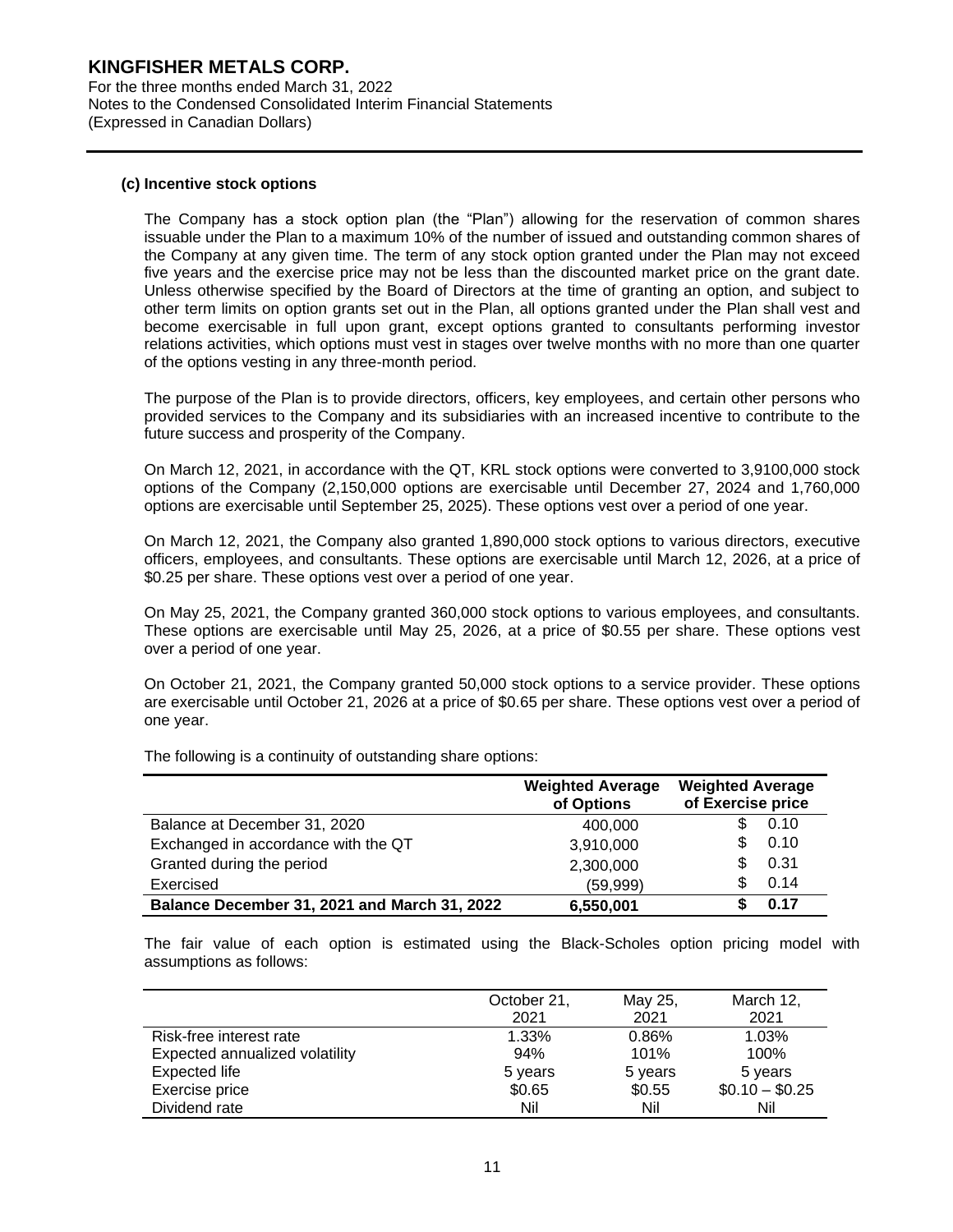### (c) Incentive stock options

The Company has a stock option plan (the "Plan") allowing for the reservation of common shares issuable under the Plan to a maximum 10% of the number of issued and outstanding common shares of the Company at any given time. The term of any stock option granted under the Plan may not exceed five years and the exercise price may not be less than the discounted market price on the grant date. Unless otherwise specified by the Board of Directors at the time of granting an option, and subject to other term limits on option grants set out in the Plan, all options granted under the Plan shall vest and become exercisable in full upon grant, except options granted to consultants performing investor relations activities, which options must vest in stages over twelve months with no more than one quarter of the options vesting in any three-month period.

The purpose of the Plan is to provide directors, officers, key employees, and certain other persons who provided services to the Company and its subsidiaries with an increased incentive to contribute to the future success and prosperity of the Company.

On March 12, 2021, in accordance with the QT, KRL stock options were converted to 3,9100,000 stock options of the Company (2,150,000 options are exercisable until December 27, 2024 and 1,760,000 options are exercisable until September 25, 2025). These options vest over a period of one year.

On March 12, 2021, the Company also granted 1,890,000 stock options to various directors, executive officers, employees, and consultants. These options are exercisable until March 12, 2026, at a price of $0.25 per share. These options vest over a period of one year.

On May 25, 2021, the Company granted 360,000 stock options to various employees, and consultants. These options are exercisable until May 25, 2026, at a price of $0.55 per share. These options vest over a period of one year.

On October 21, 2021, the Company granted 50,000 stock options to a service provider. These options are exercisable until October 21, 2026 at a price of $0.65 per share. These options vest over a period of one year.

The following is a continuity of outstanding share options:

| | Weighted Average of Options | Weighted Average of Exercise price |
|---|---|---|
| Balance at December 31, 2020 | 400,000 | $ 0.10 |
| Exchanged in accordance with the QT | 3,910,000 | $ 0.10 |
| Granted during the period | 2,300,000 | $ 0.31 |
| Exercised | (59,999) | $ 0.14 |
| **Balance December 31, 2021 and March 31, 2022** | **6,550,001** | **$ 0.17** |

The fair value of each option is estimated using the Black-Scholes option pricing model with assumptions as follows:

| | October 21, 2021 | May 25, 2021 | March 12, 2021 |
|---|---|---|---|
| Risk-free interest rate | 1.33% | 0.86% | 1.03% |
| Expected annualized volatility | 94% | 101% | 100% |
| Expected life | 5 years | 5 years | 5 years |
| Exercise price | $0.65 | $0.55 | $0.10 – $0.25 |
| Dividend rate | Nil | Nil | Nil |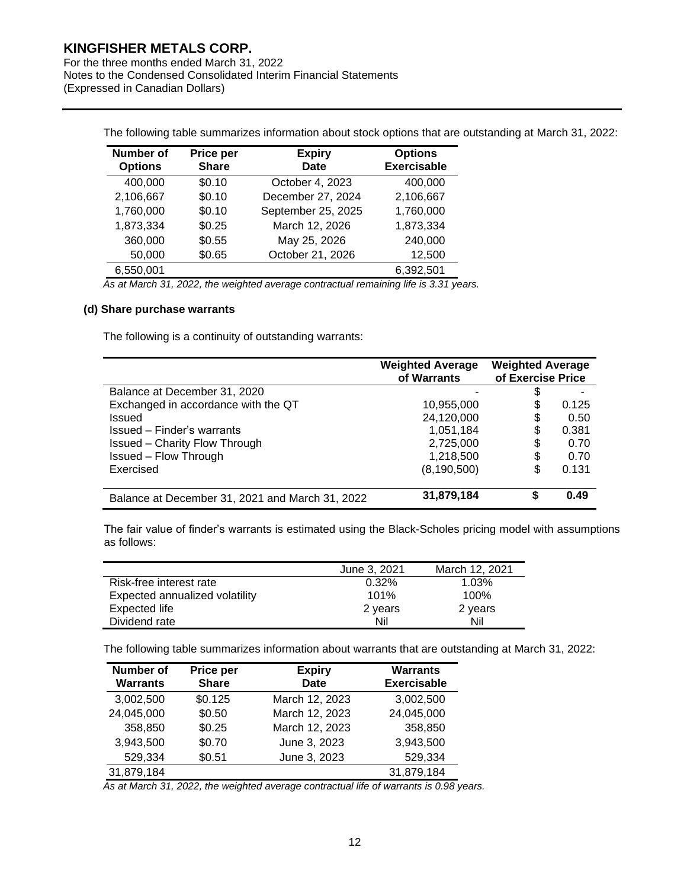The following table summarizes information about stock options that are outstanding at March 31, 2022:

| Number of Options | Price per Share | Expiry Date | Options Exercisable |
|---|---|---|---|
| 400,000 | $0.10 | October 4, 2023 | 400,000 |
| 2,106,667 | $0.10 | December 27, 2024 | 2,106,667 |
| 1,760,000 | $0.10 | September 25, 2025 | 1,760,000 |
| 1,873,334 | $0.25 | March 12, 2026 | 1,873,334 |
| 360,000 | $0.55 | May 25, 2026 | 240,000 |
| 50,000 | $0.65 | October 21, 2026 | 12,500 |
| 6,550,001 | | | 6,392,501 |

*As at March 31, 2022, the weighted average contractual remaining life is 3.31 years.*

**(d) Share purchase warrants**

The following is a continuity of outstanding warrants:

| | Weighted Average of Warrants | Weighted Average of Exercise Price |
|---|---|---|
| Balance at December 31, 2020 | - | $ - |
| Exchanged in accordance with the QT | 10,955,000 | $ 0.125 |
| Issued | 24,120,000 | $ 0.50 |
| Issued – Finder's warrants | 1,051,184 | $ 0.381 |
| Issued – Charity Flow Through | 2,725,000 | $ 0.70 |
| Issued – Flow Through | 1,218,500 | $ 0.70 |
| Exercised | (8,190,500) | $ 0.131 |
| Balance at December 31, 2021 and March 31, 2022 | **31,879,184** | **$ 0.49** |

The fair value of finder's warrants is estimated using the Black-Scholes pricing model with assumptions as follows:

| | June 3, 2021 | March 12, 2021 |
|---|---|---|
| Risk-free interest rate | 0.32% | 1.03% |
| Expected annualized volatility | 101% | 100% |
| Expected life | 2 years | 2 years |
| Dividend rate | Nil | Nil |

The following table summarizes information about warrants that are outstanding at March 31, 2022:

| Number of Warrants | Price per Share | Expiry Date | Warrants Exercisable |
|---|---|---|---|
| 3,002,500 | $0.125 | March 12, 2023 | 3,002,500 |
| 24,045,000 | $0.50 | March 12, 2023 | 24,045,000 |
| 358,850 | $0.25 | March 12, 2023 | 358,850 |
| 3,943,500 | $0.70 | June 3, 2023 | 3,943,500 |
| 529,334 | $0.51 | June 3, 2023 | 529,334 |
| 31,879,184 | | | 31,879,184 |

*As at March 31, 2022, the weighted average contractual life of warrants is 0.98 years.*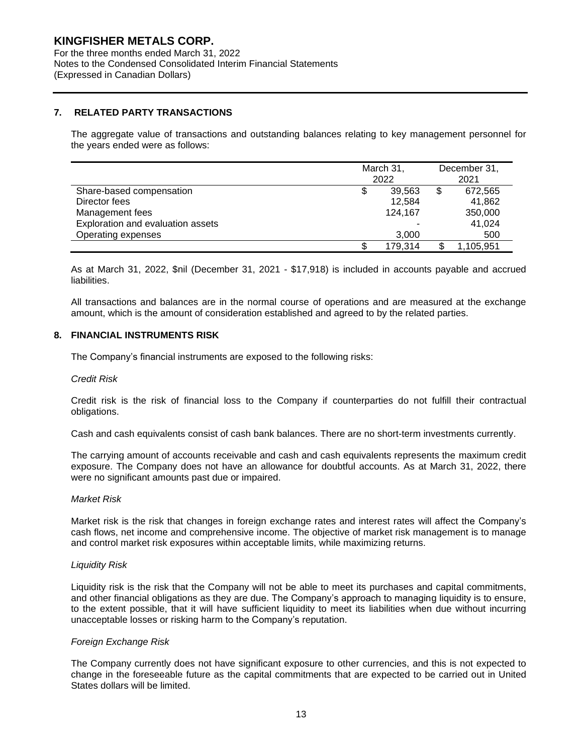## 7. RELATED PARTY TRANSACTIONS

The aggregate value of transactions and outstanding balances relating to key management personnel for the years ended were as follows:

| | March 31, 2022 | December 31, 2021 |
|---|---|---|
| Share-based compensation | $ 39,563 | $ 672,565 |
| Director fees | 12,584 | 41,862 |
| Management fees | 124,167 | 350,000 |
| Exploration and evaluation assets | - | 41,024 |
| Operating expenses | 3,000 | 500 |
| | $ 179,314 | $ 1,105,951 |

As at March 31, 2022, $nil (December 31, 2021 - $17,918) is included in accounts payable and accrued liabilities.

All transactions and balances are in the normal course of operations and are measured at the exchange amount, which is the amount of consideration established and agreed to by the related parties.

## 8. FINANCIAL INSTRUMENTS RISK

The Company's financial instruments are exposed to the following risks:

*Credit Risk*

Credit risk is the risk of financial loss to the Company if counterparties do not fulfill their contractual obligations.

Cash and cash equivalents consist of cash bank balances. There are no short-term investments currently.

The carrying amount of accounts receivable and cash and cash equivalents represents the maximum credit exposure. The Company does not have an allowance for doubtful accounts. As at March 31, 2022, there were no significant amounts past due or impaired.

*Market Risk*

Market risk is the risk that changes in foreign exchange rates and interest rates will affect the Company's cash flows, net income and comprehensive income. The objective of market risk management is to manage and control market risk exposures within acceptable limits, while maximizing returns.

*Liquidity Risk*

Liquidity risk is the risk that the Company will not be able to meet its purchases and capital commitments, and other financial obligations as they are due. The Company's approach to managing liquidity is to ensure, to the extent possible, that it will have sufficient liquidity to meet its liabilities when due without incurring unacceptable losses or risking harm to the Company's reputation.

*Foreign Exchange Risk*

The Company currently does not have significant exposure to other currencies, and this is not expected to change in the foreseeable future as the capital commitments that are expected to be carried out in United States dollars will be limited.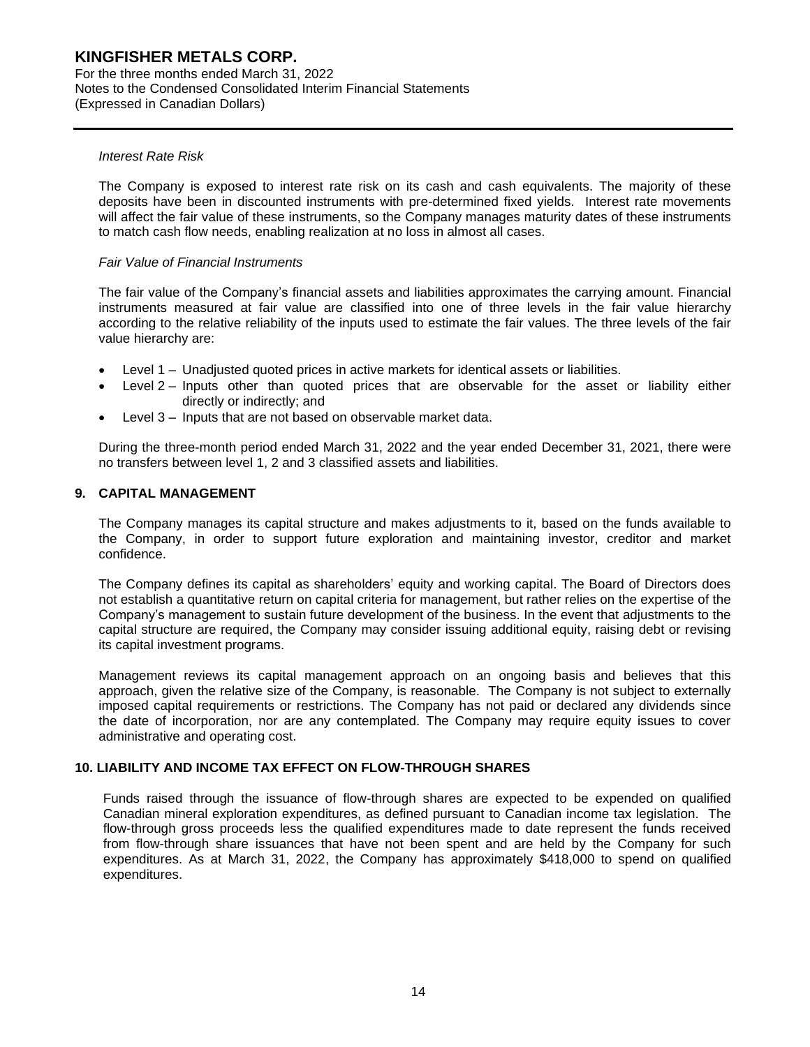*Interest Rate Risk*

The Company is exposed to interest rate risk on its cash and cash equivalents. The majority of these deposits have been in discounted instruments with pre-determined fixed yields. Interest rate movements will affect the fair value of these instruments, so the Company manages maturity dates of these instruments to match cash flow needs, enabling realization at no loss in almost all cases.

*Fair Value of Financial Instruments*

The fair value of the Company's financial assets and liabilities approximates the carrying amount. Financial instruments measured at fair value are classified into one of three levels in the fair value hierarchy according to the relative reliability of the inputs used to estimate the fair values. The three levels of the fair value hierarchy are:

- Level 1 – Unadjusted quoted prices in active markets for identical assets or liabilities.
- Level 2 – Inputs other than quoted prices that are observable for the asset or liability either directly or indirectly; and
- Level 3 – Inputs that are not based on observable market data.

During the three-month period ended March 31, 2022 and the year ended December 31, 2021, there were no transfers between level 1, 2 and 3 classified assets and liabilities.

## 9. CAPITAL MANAGEMENT

The Company manages its capital structure and makes adjustments to it, based on the funds available to the Company, in order to support future exploration and maintaining investor, creditor and market confidence.

The Company defines its capital as shareholders' equity and working capital. The Board of Directors does not establish a quantitative return on capital criteria for management, but rather relies on the expertise of the Company's management to sustain future development of the business. In the event that adjustments to the capital structure are required, the Company may consider issuing additional equity, raising debt or revising its capital investment programs.

Management reviews its capital management approach on an ongoing basis and believes that this approach, given the relative size of the Company, is reasonable. The Company is not subject to externally imposed capital requirements or restrictions. The Company has not paid or declared any dividends since the date of incorporation, nor are any contemplated. The Company may require equity issues to cover administrative and operating cost.

## 10. LIABILITY AND INCOME TAX EFFECT ON FLOW-THROUGH SHARES

Funds raised through the issuance of flow-through shares are expected to be expended on qualified Canadian mineral exploration expenditures, as defined pursuant to Canadian income tax legislation. The flow-through gross proceeds less the qualified expenditures made to date represent the funds received from flow-through share issuances that have not been spent and are held by the Company for such expenditures. As at March 31, 2022, the Company has approximately $418,000 to spend on qualified expenditures.